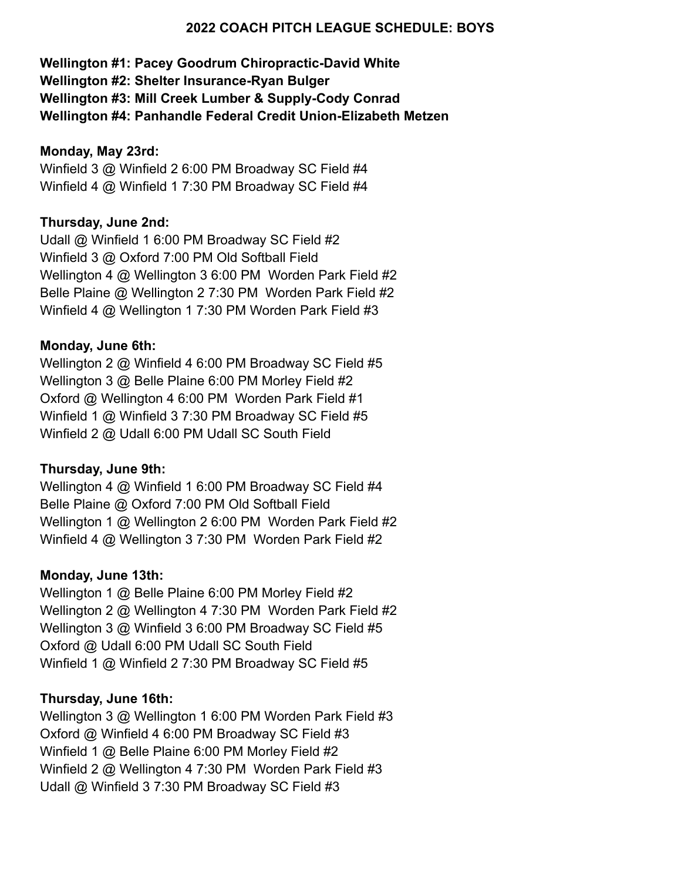# 2022 COACH PITCH LEAGUE SCHEDULE: BOYS

**Wellington #1: Pacey Goodrum Chiropractic-David White**
**Wellington #2: Shelter Insurance-Ryan Bulger**
**Wellington #3: Mill Creek Lumber & Supply-Cody Conrad**
**Wellington #4: Panhandle Federal Credit Union-Elizabeth Metzen**

**Monday, May 23rd:**
Winfield 3 @ Winfield 2 6:00 PM Broadway SC Field #4
Winfield 4 @ Winfield 1 7:30 PM Broadway SC Field #4

**Thursday, June 2nd:**
Udall @ Winfield 1 6:00 PM Broadway SC Field #2
Winfield 3 @ Oxford 7:00 PM Old Softball Field
Wellington 4 @ Wellington 3 6:00 PM Worden Park Field #2
Belle Plaine @ Wellington 2 7:30 PM Worden Park Field #2
Winfield 4 @ Wellington 1 7:30 PM Worden Park Field #3

**Monday, June 6th:**
Wellington 2 @ Winfield 4 6:00 PM Broadway SC Field #5
Wellington 3 @ Belle Plaine 6:00 PM Morley Field #2
Oxford @ Wellington 4 6:00 PM Worden Park Field #1
Winfield 1 @ Winfield 3 7:30 PM Broadway SC Field #5
Winfield 2 @ Udall 6:00 PM Udall SC South Field

**Thursday, June 9th:**
Wellington 4 @ Winfield 1 6:00 PM Broadway SC Field #4
Belle Plaine @ Oxford 7:00 PM Old Softball Field
Wellington 1 @ Wellington 2 6:00 PM Worden Park Field #2
Winfield 4 @ Wellington 3 7:30 PM Worden Park Field #2

**Monday, June 13th:**
Wellington 1 @ Belle Plaine 6:00 PM Morley Field #2
Wellington 2 @ Wellington 4 7:30 PM Worden Park Field #2
Wellington 3 @ Winfield 3 6:00 PM Broadway SC Field #5
Oxford @ Udall 6:00 PM Udall SC South Field
Winfield 1 @ Winfield 2 7:30 PM Broadway SC Field #5

**Thursday, June 16th:**
Wellington 3 @ Wellington 1 6:00 PM Worden Park Field #3
Oxford @ Winfield 4 6:00 PM Broadway SC Field #3
Winfield 1 @ Belle Plaine 6:00 PM Morley Field #2
Winfield 2 @ Wellington 4 7:30 PM Worden Park Field #3
Udall @ Winfield 3 7:30 PM Broadway SC Field #3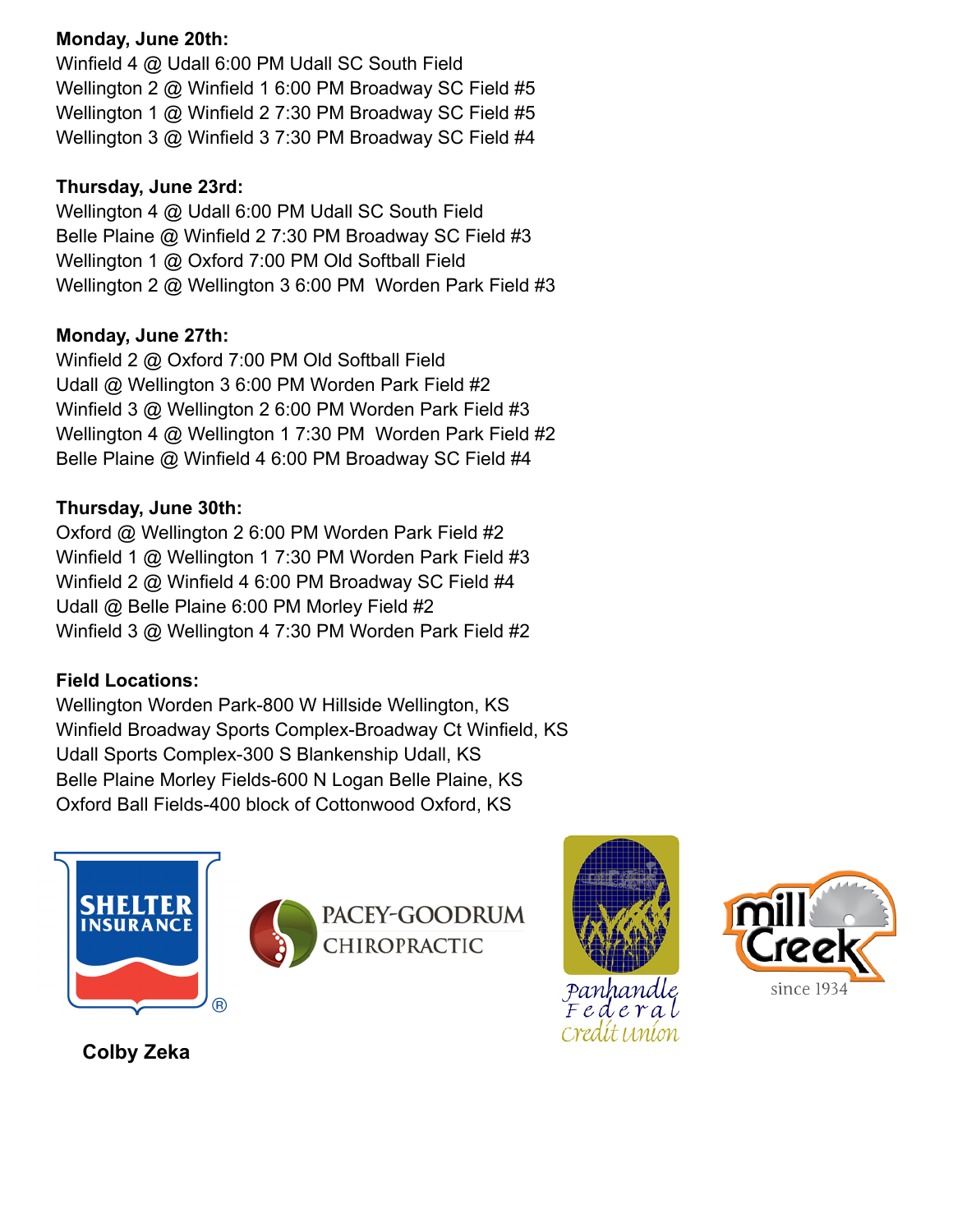**Monday, June 20th:**

Winfield 4 @ Udall 6:00 PM Udall SC South Field
Wellington 2 @ Winfield 1 6:00 PM Broadway SC Field #5
Wellington 1 @ Winfield 2 7:30 PM Broadway SC Field #5
Wellington 3 @ Winfield 3 7:30 PM Broadway SC Field #4

**Thursday, June 23rd:**

Wellington 4 @ Udall 6:00 PM Udall SC South Field
Belle Plaine @ Winfield 2 7:30 PM Broadway SC Field #3
Wellington 1 @ Oxford 7:00 PM Old Softball Field
Wellington 2 @ Wellington 3 6:00 PM Worden Park Field #3

**Monday, June 27th:**

Winfield 2 @ Oxford 7:00 PM Old Softball Field
Udall @ Wellington 3 6:00 PM Worden Park Field #2
Winfield 3 @ Wellington 2 6:00 PM Worden Park Field #3
Wellington 4 @ Wellington 1 7:30 PM Worden Park Field #2
Belle Plaine @ Winfield 4 6:00 PM Broadway SC Field #4

**Thursday, June 30th:**

Oxford @ Wellington 2 6:00 PM Worden Park Field #2
Winfield 1 @ Wellington 1 7:30 PM Worden Park Field #3
Winfield 2 @ Winfield 4 6:00 PM Broadway SC Field #4
Udall @ Belle Plaine 6:00 PM Morley Field #2
Winfield 3 @ Wellington 4 7:30 PM Worden Park Field #2

**Field Locations:**

Wellington Worden Park-800 W Hillside Wellington, KS
Winfield Broadway Sports Complex-Broadway Ct Winfield, KS
Udall Sports Complex-300 S Blankenship Udall, KS
Belle Plaine Morley Fields-600 N Logan Belle Plaine, KS
Oxford Ball Fields-400 block of Cottonwood Oxford, KS

SHELTER INSURANCE

**Colby Zeka**

PACEY-GOODRUM CHIROPRACTIC

Panhandle Federal Credit Union

Mill Creek since 1934